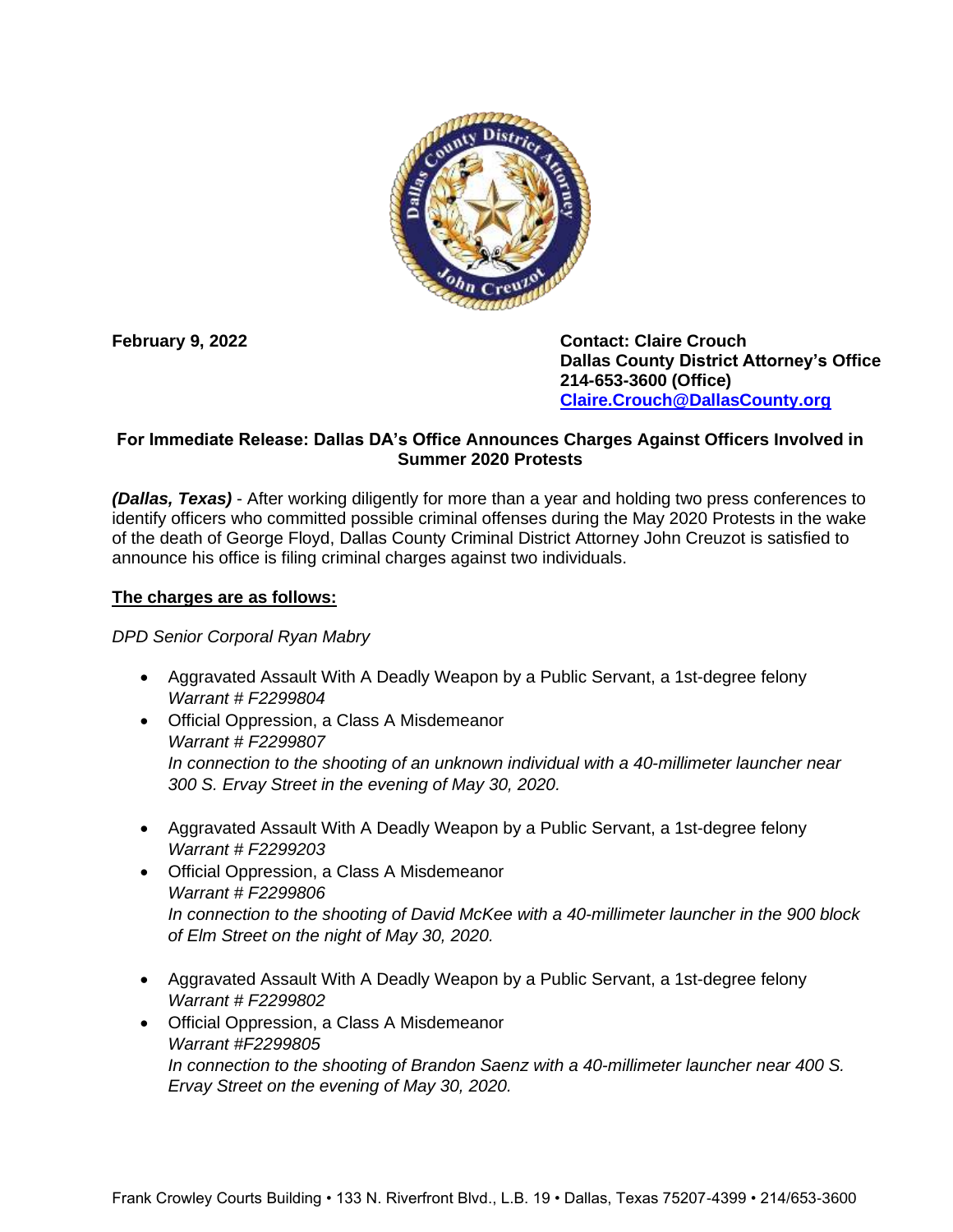**February 9, 2022**

**Contact: Claire Crouch**
**Dallas County District Attorney's Office**
**214-653-3600 (Office)**
**Claire.Crouch@DallasCounty.org**

**For Immediate Release: Dallas DA's Office Announces Charges Against Officers Involved in Summer 2020 Protests**

***(Dallas, Texas)*** - After working diligently for more than a year and holding two press conferences to identify officers who committed possible criminal offenses during the May 2020 Protests in the wake of the death of George Floyd, Dallas County Criminal District Attorney John Creuzot is satisfied to announce his office is filing criminal charges against two individuals.

**The charges are as follows:**

*DPD Senior Corporal Ryan Mabry*

- Aggravated Assault With A Deadly Weapon by a Public Servant, a 1st-degree felony
  *Warrant # F2299804*
- Official Oppression, a Class A Misdemeanor
  *Warrant # F2299807*
  *In connection to the shooting of an unknown individual with a 40-millimeter launcher near 300 S. Ervay Street in the evening of May 30, 2020.*

- Aggravated Assault With A Deadly Weapon by a Public Servant, a 1st-degree felony
  *Warrant # F2299203*
- Official Oppression, a Class A Misdemeanor
  *Warrant # F2299806*
  *In connection to the shooting of David McKee with a 40-millimeter launcher in the 900 block of Elm Street on the night of May 30, 2020.*

- Aggravated Assault With A Deadly Weapon by a Public Servant, a 1st-degree felony
  *Warrant # F2299802*
- Official Oppression, a Class A Misdemeanor
  *Warrant #F2299805*
  *In connection to the shooting of Brandon Saenz with a 40-millimeter launcher near 400 S. Ervay Street on the evening of May 30, 2020.*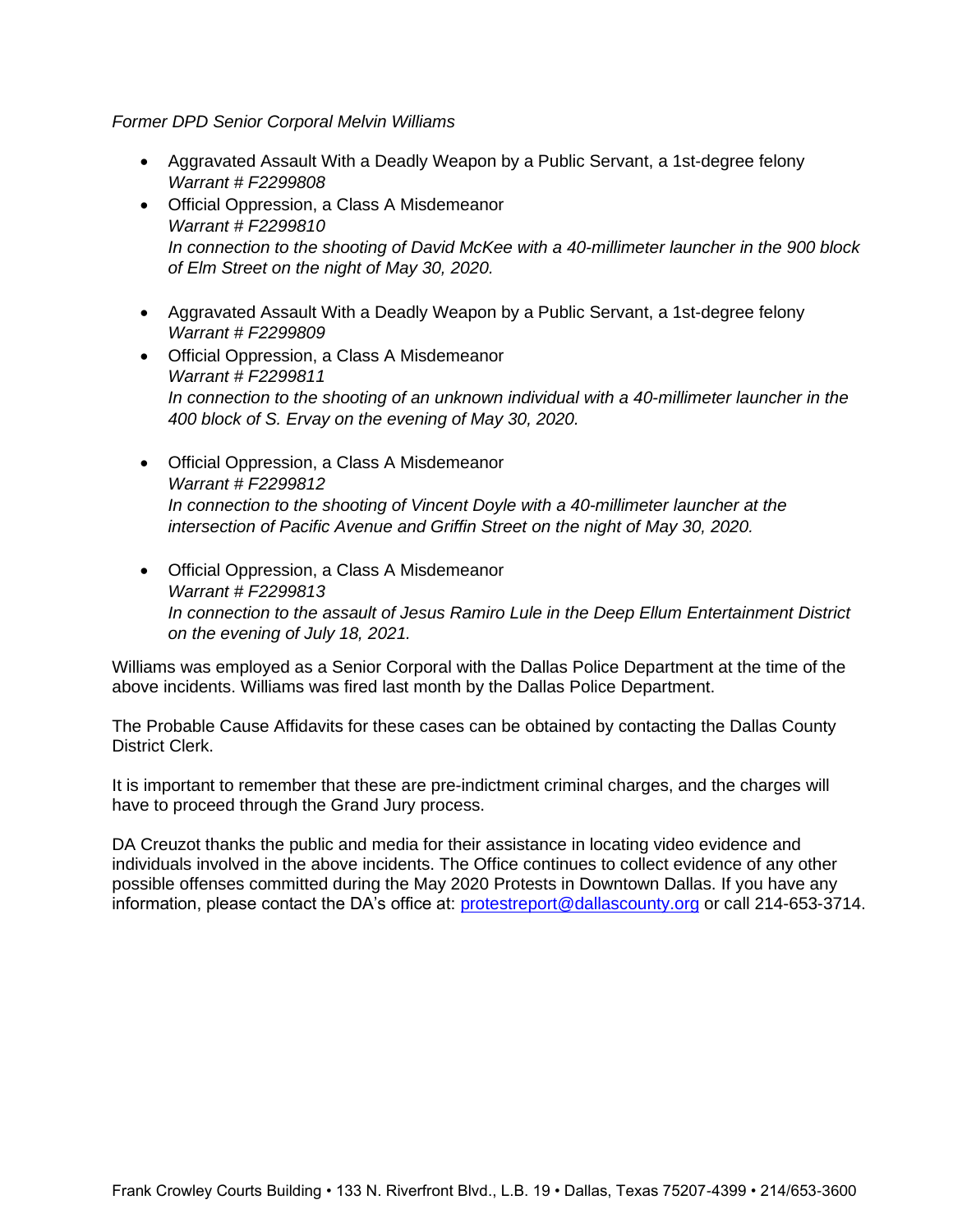*Former DPD Senior Corporal Melvin Williams*

- Aggravated Assault With a Deadly Weapon by a Public Servant, a 1st-degree felony
  *Warrant # F2299808*
- Official Oppression, a Class A Misdemeanor
  *Warrant # F2299810*
  *In connection to the shooting of David McKee with a 40-millimeter launcher in the 900 block of Elm Street on the night of May 30, 2020.*

- Aggravated Assault With a Deadly Weapon by a Public Servant, a 1st-degree felony
  *Warrant # F2299809*
- Official Oppression, a Class A Misdemeanor
  *Warrant # F2299811*
  *In connection to the shooting of an unknown individual with a 40-millimeter launcher in the 400 block of S. Ervay on the evening of May 30, 2020.*

- Official Oppression, a Class A Misdemeanor
  *Warrant # F2299812*
  *In connection to the shooting of Vincent Doyle with a 40-millimeter launcher at the intersection of Pacific Avenue and Griffin Street on the night of May 30, 2020.*

- Official Oppression, a Class A Misdemeanor
  *Warrant # F2299813*
  *In connection to the assault of Jesus Ramiro Lule in the Deep Ellum Entertainment District on the evening of July 18, 2021.*

Williams was employed as a Senior Corporal with the Dallas Police Department at the time of the above incidents. Williams was fired last month by the Dallas Police Department.

The Probable Cause Affidavits for these cases can be obtained by contacting the Dallas County District Clerk.

It is important to remember that these are pre-indictment criminal charges, and the charges will have to proceed through the Grand Jury process.

DA Creuzot thanks the public and media for their assistance in locating video evidence and individuals involved in the above incidents. The Office continues to collect evidence of any other possible offenses committed during the May 2020 Protests in Downtown Dallas. If you have any information, please contact the DA's office at: protestreport@dallascounty.org or call 214-653-3714.

Frank Crowley Courts Building • 133 N. Riverfront Blvd., L.B. 19 • Dallas, Texas 75207-4399 • 214/653-3600